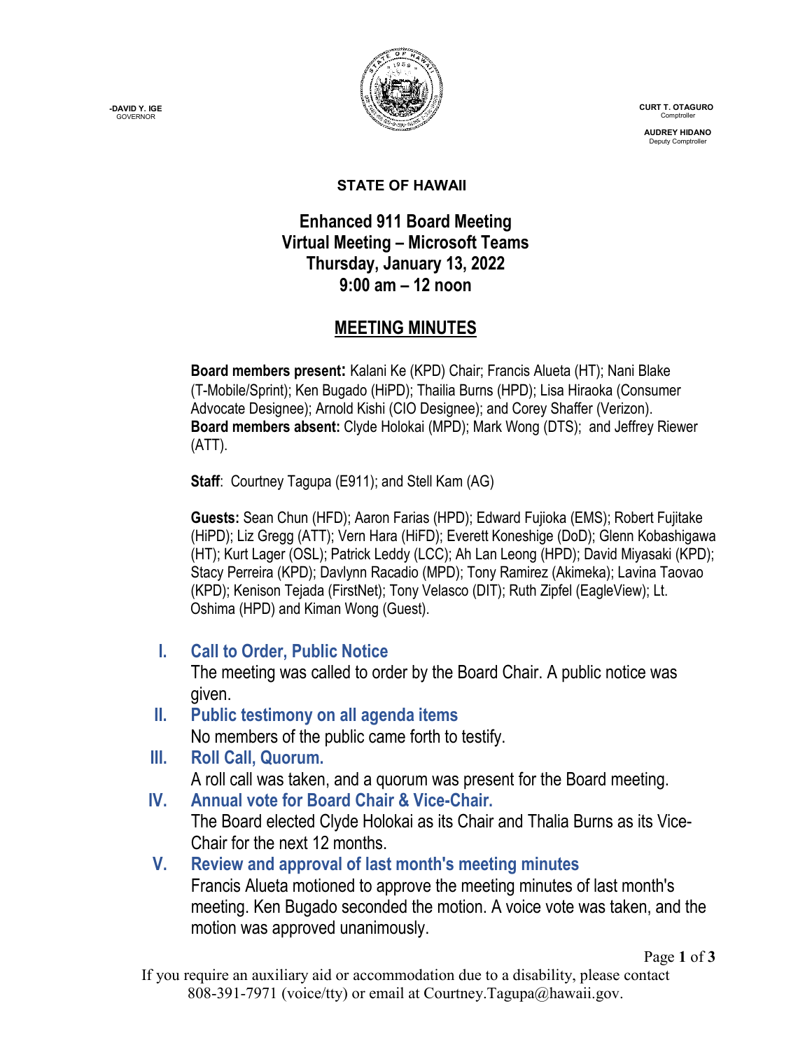-DAVID Y. IGE
GOVERNOR

CURT T. OTAGURO
Comptroller

AUDREY HIDANO
Deputy Comptroller

**STATE OF HAWAII**

# Enhanced 911 Board Meeting
## Virtual Meeting – Microsoft Teams
## Thursday, January 13, 2022
## 9:00 am – 12 noon

## MEETING MINUTES

**Board members present:** Kalani Ke (KPD) Chair; Francis Alueta (HT); Nani Blake (T-Mobile/Sprint); Ken Bugado (HiPD); Thailia Burns (HPD); Lisa Hiraoka (Consumer Advocate Designee); Arnold Kishi (CIO Designee); and Corey Shaffer (Verizon).
**Board members absent:** Clyde Holokai (MPD); Mark Wong (DTS); and Jeffrey Riewer (ATT).

**Staff**: Courtney Tagupa (E911); and Stell Kam (AG)

**Guests:** Sean Chun (HFD); Aaron Farias (HPD); Edward Fujioka (EMS); Robert Fujitake (HiPD); Liz Gregg (ATT); Vern Hara (HiFD); Everett Koneshige (DoD); Glenn Kobashigawa (HT); Kurt Lager (OSL); Patrick Leddy (LCC); Ah Lan Leong (HPD); David Miyasaki (KPD); Stacy Perreira (KPD); Davlynn Racadio (MPD); Tony Ramirez (Akimeka); Lavina Taovao (KPD); Kenison Tejada (FirstNet); Tony Velasco (DIT); Ruth Zipfel (EagleView); Lt. Oshima (HPD) and Kiman Wong (Guest).

### I. Call to Order, Public Notice
The meeting was called to order by the Board Chair. A public notice was given.

### II. Public testimony on all agenda items
No members of the public came forth to testify.

### III. Roll Call, Quorum.
A roll call was taken, and a quorum was present for the Board meeting.

### IV. Annual vote for Board Chair & Vice-Chair.
The Board elected Clyde Holokai as its Chair and Thalia Burns as its Vice-Chair for the next 12 months.

### V. Review and approval of last month's meeting minutes
Francis Alueta motioned to approve the meeting minutes of last month's meeting. Ken Bugado seconded the motion. A voice vote was taken, and the motion was approved unanimously.

If you require an auxiliary aid or accommodation due to a disability, please contact 808-391-7971 (voice/tty) or email at Courtney.Tagupa@hawaii.gov.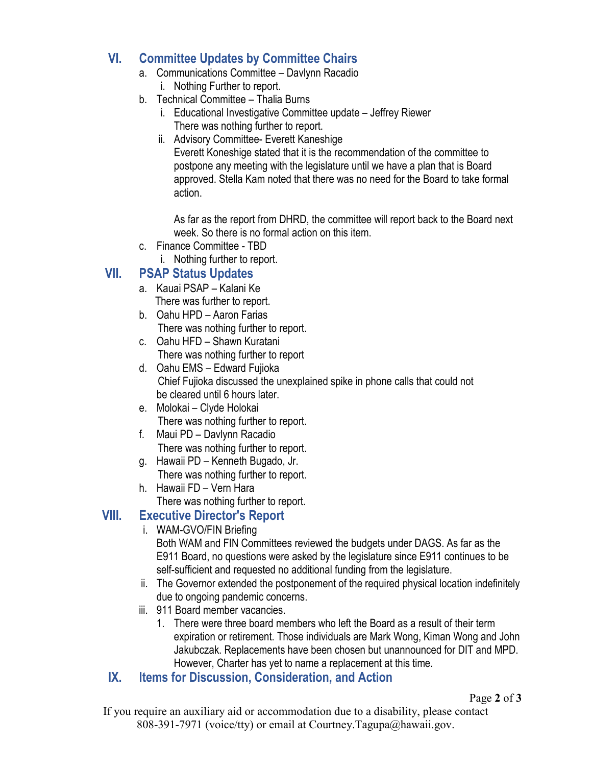## VI. Committee Updates by Committee Chairs

a. Communications Committee – Davlynn Racadio
   i. Nothing Further to report.

b. Technical Committee – Thalia Burns
   i. Educational Investigative Committee update – Jeffrey Riewer
      There was nothing further to report.
   ii. Advisory Committee- Everett Kaneshige
      Everett Koneshige stated that it is the recommendation of the committee to postpone any meeting with the legislature until we have a plan that is Board approved. Stella Kam noted that there was no need for the Board to take formal action.

      As far as the report from DHRD, the committee will report back to the Board next week. So there is no formal action on this item.

c. Finance Committee - TBD
   i. Nothing further to report.

## VII. PSAP Status Updates

a. Kauai PSAP – Kalani Ke
   There was further to report.

b. Oahu HPD – Aaron Farias
   There was nothing further to report.

c. Oahu HFD – Shawn Kuratani
   There was nothing further to report

d. Oahu EMS – Edward Fujioka
   Chief Fujioka discussed the unexplained spike in phone calls that could not be cleared until 6 hours later.

e. Molokai – Clyde Holokai
   There was nothing further to report.

f. Maui PD – Davlynn Racadio
   There was nothing further to report.

g. Hawaii PD – Kenneth Bugado, Jr.
   There was nothing further to report.

h. Hawaii FD – Vern Hara
   There was nothing further to report.

## VIII. Executive Director's Report

i. WAM-GVO/FIN Briefing
   Both WAM and FIN Committees reviewed the budgets under DAGS. As far as the E911 Board, no questions were asked by the legislature since E911 continues to be self-sufficient and requested no additional funding from the legislature.

ii. The Governor extended the postponement of the required physical location indefinitely due to ongoing pandemic concerns.

iii. 911 Board member vacancies.
   1. There were three board members who left the Board as a result of their term expiration or retirement. Those individuals are Mark Wong, Kiman Wong and John Jakubczak. Replacements have been chosen but unannounced for DIT and MPD. However, Charter has yet to name a replacement at this time.

## IX. Items for Discussion, Consideration, and Action

If you require an auxiliary aid or accommodation due to a disability, please contact 808-391-7971 (voice/tty) or email at Courtney.Tagupa@hawaii.gov.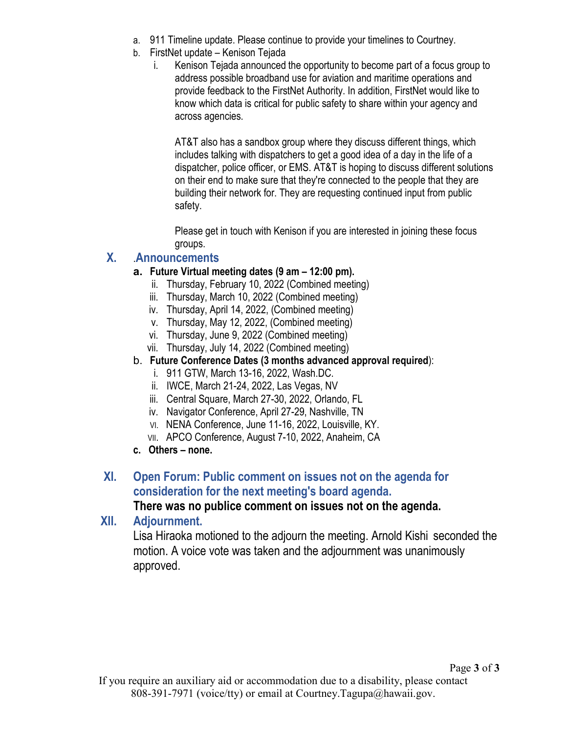a. 911 Timeline update. Please continue to provide your timelines to Courtney.

b. FirstNet update – Kenison Tejada

   i. Kenison Tejada announced the opportunity to become part of a focus group to address possible broadband use for aviation and maritime operations and provide feedback to the FirstNet Authority. In addition, FirstNet would like to know which data is critical for public safety to share within your agency and across agencies.

      AT&T also has a sandbox group where they discuss different things, which includes talking with dispatchers to get a good idea of a day in the life of a dispatcher, police officer, or EMS. AT&T is hoping to discuss different solutions on their end to make sure that they're connected to the people that they are building their network for. They are requesting continued input from public safety.

      Please get in touch with Kenison if you are interested in joining these focus groups.

## X. .Announcements

**a. Future Virtual meeting dates (9 am – 12:00 pm).**

ii. Thursday, February 10, 2022 (Combined meeting)
iii. Thursday, March 10, 2022 (Combined meeting)
iv. Thursday, April 14, 2022, (Combined meeting)
v. Thursday, May 12, 2022, (Combined meeting)
vi. Thursday, June 9, 2022 (Combined meeting)
vii. Thursday, July 14, 2022 (Combined meeting)

b. **Future Conference Dates (3 months advanced approval required**):

i. 911 GTW, March 13-16, 2022, Wash.DC.
ii. IWCE, March 21-24, 2022, Las Vegas, NV
iii. Central Square, March 27-30, 2022, Orlando, FL
iv. Navigator Conference, April 27-29, Nashville, TN
vi. NENA Conference, June 11-16, 2022, Louisville, KY.
vii. APCO Conference, August 7-10, 2022, Anaheim, CA

**c. Others – none.**

## XI. Open Forum: Public comment on issues not on the agenda for consideration for the next meeting's board agenda.

**There was no publice comment on issues not on the agenda.**

## XII. Adjournment.

Lisa Hiraoka motioned to the adjourn the meeting. Arnold Kishi seconded the motion. A voice vote was taken and the adjournment was unanimously approved.

If you require an auxiliary aid or accommodation due to a disability, please contact 808-391-7971 (voice/tty) or email at Courtney.Tagupa@hawaii.gov.